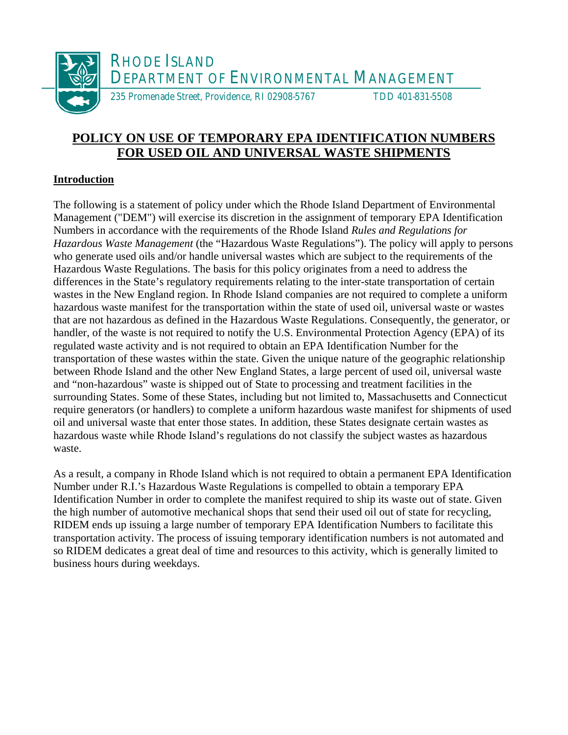RHODE ISLAND
DEPARTMENT OF ENVIRONMENTAL MANAGEMENT

235 Promenade Street, Providence, RI 02908-5767 TDD 401-831-5508

# POLICY ON USE OF TEMPORARY EPA IDENTIFICATION NUMBERS FOR USED OIL AND UNIVERSAL WASTE SHIPMENTS

## Introduction

The following is a statement of policy under which the Rhode Island Department of Environmental Management ("DEM") will exercise its discretion in the assignment of temporary EPA Identification Numbers in accordance with the requirements of the Rhode Island *Rules and Regulations for Hazardous Waste Management* (the "Hazardous Waste Regulations"). The policy will apply to persons who generate used oils and/or handle universal wastes which are subject to the requirements of the Hazardous Waste Regulations. The basis for this policy originates from a need to address the differences in the State's regulatory requirements relating to the inter-state transportation of certain wastes in the New England region. In Rhode Island companies are not required to complete a uniform hazardous waste manifest for the transportation within the state of used oil, universal waste or wastes that are not hazardous as defined in the Hazardous Waste Regulations. Consequently, the generator, or handler, of the waste is not required to notify the U.S. Environmental Protection Agency (EPA) of its regulated waste activity and is not required to obtain an EPA Identification Number for the transportation of these wastes within the state. Given the unique nature of the geographic relationship between Rhode Island and the other New England States, a large percent of used oil, universal waste and "non-hazardous" waste is shipped out of State to processing and treatment facilities in the surrounding States. Some of these States, including but not limited to, Massachusetts and Connecticut require generators (or handlers) to complete a uniform hazardous waste manifest for shipments of used oil and universal waste that enter those states. In addition, these States designate certain wastes as hazardous waste while Rhode Island's regulations do not classify the subject wastes as hazardous waste.

As a result, a company in Rhode Island which is not required to obtain a permanent EPA Identification Number under R.I.'s Hazardous Waste Regulations is compelled to obtain a temporary EPA Identification Number in order to complete the manifest required to ship its waste out of state. Given the high number of automotive mechanical shops that send their used oil out of state for recycling, RIDEM ends up issuing a large number of temporary EPA Identification Numbers to facilitate this transportation activity. The process of issuing temporary identification numbers is not automated and so RIDEM dedicates a great deal of time and resources to this activity, which is generally limited to business hours during weekdays.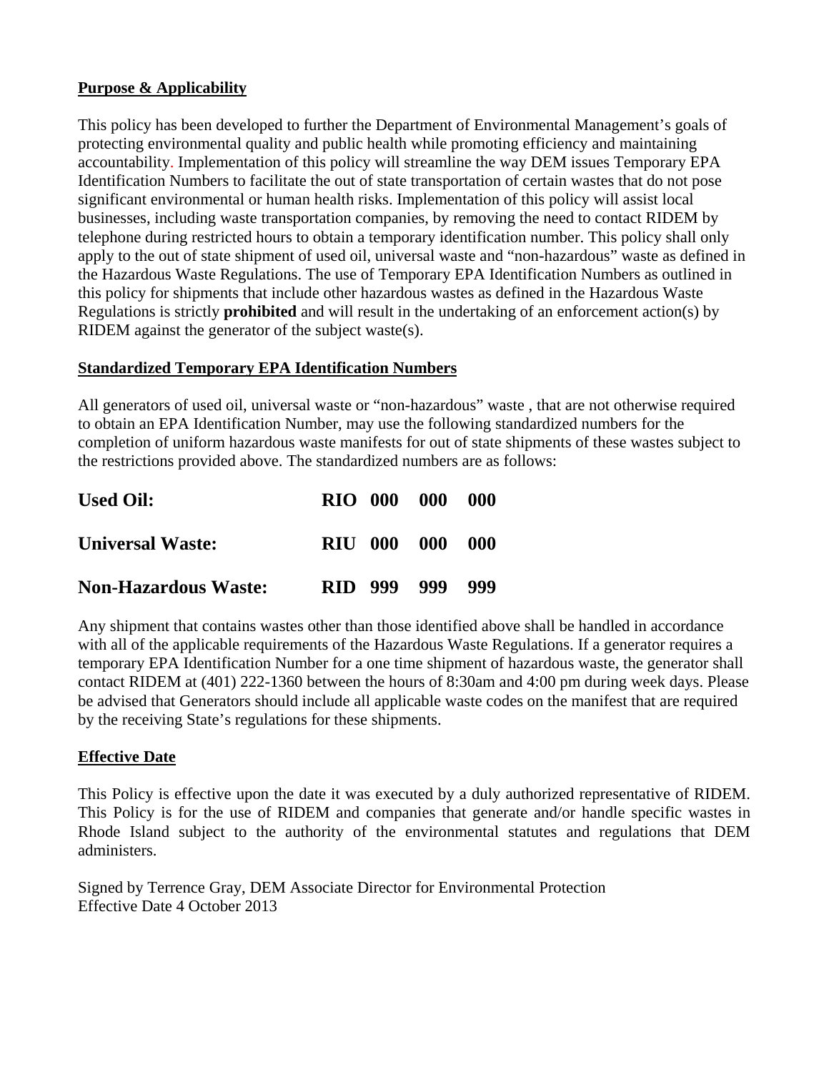**Purpose & Applicability**

This policy has been developed to further the Department of Environmental Management's goals of protecting environmental quality and public health while promoting efficiency and maintaining accountability. Implementation of this policy will streamline the way DEM issues Temporary EPA Identification Numbers to facilitate the out of state transportation of certain wastes that do not pose significant environmental or human health risks. Implementation of this policy will assist local businesses, including waste transportation companies, by removing the need to contact RIDEM by telephone during restricted hours to obtain a temporary identification number. This policy shall only apply to the out of state shipment of used oil, universal waste and "non-hazardous" waste as defined in the Hazardous Waste Regulations. The use of Temporary EPA Identification Numbers as outlined in this policy for shipments that include other hazardous wastes as defined in the Hazardous Waste Regulations is strictly **prohibited** and will result in the undertaking of an enforcement action(s) by RIDEM against the generator of the subject waste(s).

**Standardized Temporary EPA Identification Numbers**

All generators of used oil, universal waste or "non-hazardous" waste , that are not otherwise required to obtain an EPA Identification Number, may use the following standardized numbers for the completion of uniform hazardous waste manifests for out of state shipments of these wastes subject to the restrictions provided above. The standardized numbers are as follows:

| | |
|---|---|
| **Used Oil:** | **RIO 000 000 000** |
| **Universal Waste:** | **RIU 000 000 000** |
| **Non-Hazardous Waste:** | **RID 999 999 999** |

Any shipment that contains wastes other than those identified above shall be handled in accordance with all of the applicable requirements of the Hazardous Waste Regulations. If a generator requires a temporary EPA Identification Number for a one time shipment of hazardous waste, the generator shall contact RIDEM at (401) 222-1360 between the hours of 8:30am and 4:00 pm during week days. Please be advised that Generators should include all applicable waste codes on the manifest that are required by the receiving State's regulations for these shipments.

**Effective Date**

This Policy is effective upon the date it was executed by a duly authorized representative of RIDEM. This Policy is for the use of RIDEM and companies that generate and/or handle specific wastes in Rhode Island subject to the authority of the environmental statutes and regulations that DEM administers.

Signed by Terrence Gray, DEM Associate Director for Environmental Protection
Effective Date 4 October 2013